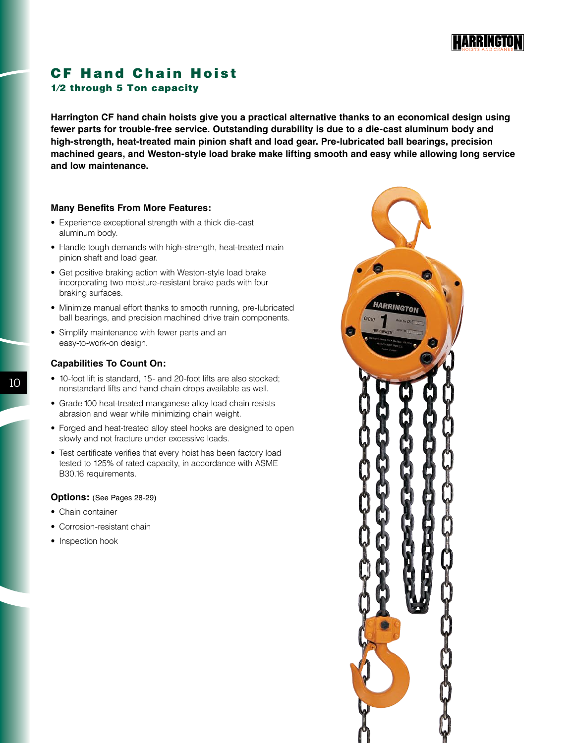# CF Hand Chain Hoist

### 1/2 through 5 Ton capacity

**Harrington CF hand chain hoists give you a practical alternative thanks to an economical design using fewer parts for trouble-free service. Outstanding durability is due to a die-cast aluminum body and high-strength, heat-treated main pinion shaft and load gear. Pre-lubricated ball bearings, precision machined gears, and Weston-style load brake make lifting smooth and easy while allowing long service and low maintenance.**

### Many Benefits From More Features:

- Experience exceptional strength with a thick die-cast aluminum body.
- Handle tough demands with high-strength, heat-treated main pinion shaft and load gear.
- Get positive braking action with Weston-style load brake incorporating two moisture-resistant brake pads with four braking surfaces.
- Minimize manual effort thanks to smooth running, pre-lubricated ball bearings, and precision machined drive train components.
- Simplify maintenance with fewer parts and an easy-to-work-on design.

### Capabilities To Count On:

- 10-foot lift is standard, 15- and 20-foot lifts are also stocked; nonstandard lifts and hand chain drops available as well.
- Grade 100 heat-treated manganese alloy load chain resists abrasion and wear while minimizing chain weight.
- Forged and heat-treated alloy steel hooks are designed to open slowly and not fracture under excessive loads.
- Test certificate verifies that every hoist has been factory load tested to 125% of rated capacity, in accordance with ASME B30.16 requirements.

### Options: (See Pages 28-29)

- Chain container
- Corrosion-resistant chain
- Inspection hook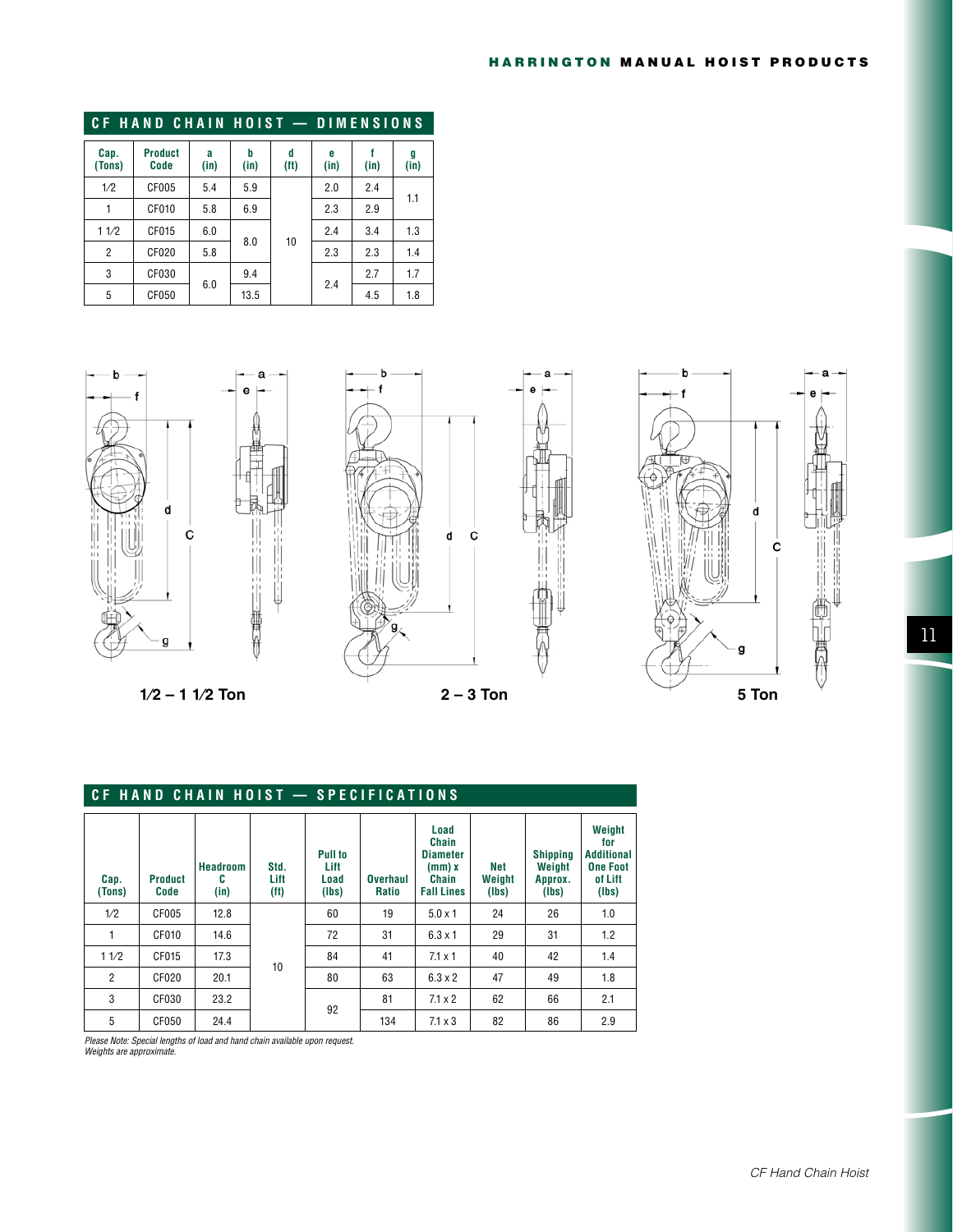## CF HAND CHAIN HOIST — DIMENSIONS

| Cap. (Tons) | Product Code | a (in) | b (in) | d (ft) | e (in) | f (in) | g (in) |
|---|---|---|---|---|---|---|---|
| 1⁄2 | CF005 | 5.4 | 5.9 | 10 | 2.0 | 2.4 | 1.1 |
| 1 | CF010 | 5.8 | 6.9 | 10 | 2.3 | 2.9 | 1.1 |
| 1 1⁄2 | CF015 | 6.0 | 8.0 | 10 | 2.4 | 3.4 | 1.3 |
| 2 | CF020 | 5.8 | 8.0 | 10 | 2.3 | 2.3 | 1.4 |
| 3 | CF030 | 6.0 | 9.4 | 10 | 2.4 | 2.7 | 1.7 |
| 5 | CF050 | 6.0 | 13.5 | 10 | 2.4 | 4.5 | 1.8 |

1⁄2 – 1 1⁄2 Ton

2 – 3 Ton

5 Ton

## CF HAND CHAIN HOIST — SPECIFICATIONS

| Cap. (Tons) | Product Code | Headroom C (in) | Std. Lift (ft) | Pull to Lift Load (lbs) | Overhaul Ratio | Load Chain Diameter (mm) x Chain Fall Lines | Net Weight (lbs) | Shipping Weight Approx. (lbs) | Weight for Additional One Foot of Lift (lbs) |
|---|---|---|---|---|---|---|---|---|---|
| 1⁄2 | CF005 | 12.8 | 10 | 60 | 19 | 5.0 x 1 | 24 | 26 | 1.0 |
| 1 | CF010 | 14.6 | 10 | 72 | 31 | 6.3 x 1 | 29 | 31 | 1.2 |
| 1 1⁄2 | CF015 | 17.3 | 10 | 84 | 41 | 7.1 x 1 | 40 | 42 | 1.4 |
| 2 | CF020 | 20.1 | 10 | 80 | 63 | 6.3 x 2 | 47 | 49 | 1.8 |
| 3 | CF030 | 23.2 | 10 | 92 | 81 | 7.1 x 2 | 62 | 66 | 2.1 |
| 5 | CF050 | 24.4 | 10 | 92 | 134 | 7.1 x 3 | 82 | 86 | 2.9 |

*Please Note: Special lengths of load and hand chain available upon request.*
*Weights are approximate.*